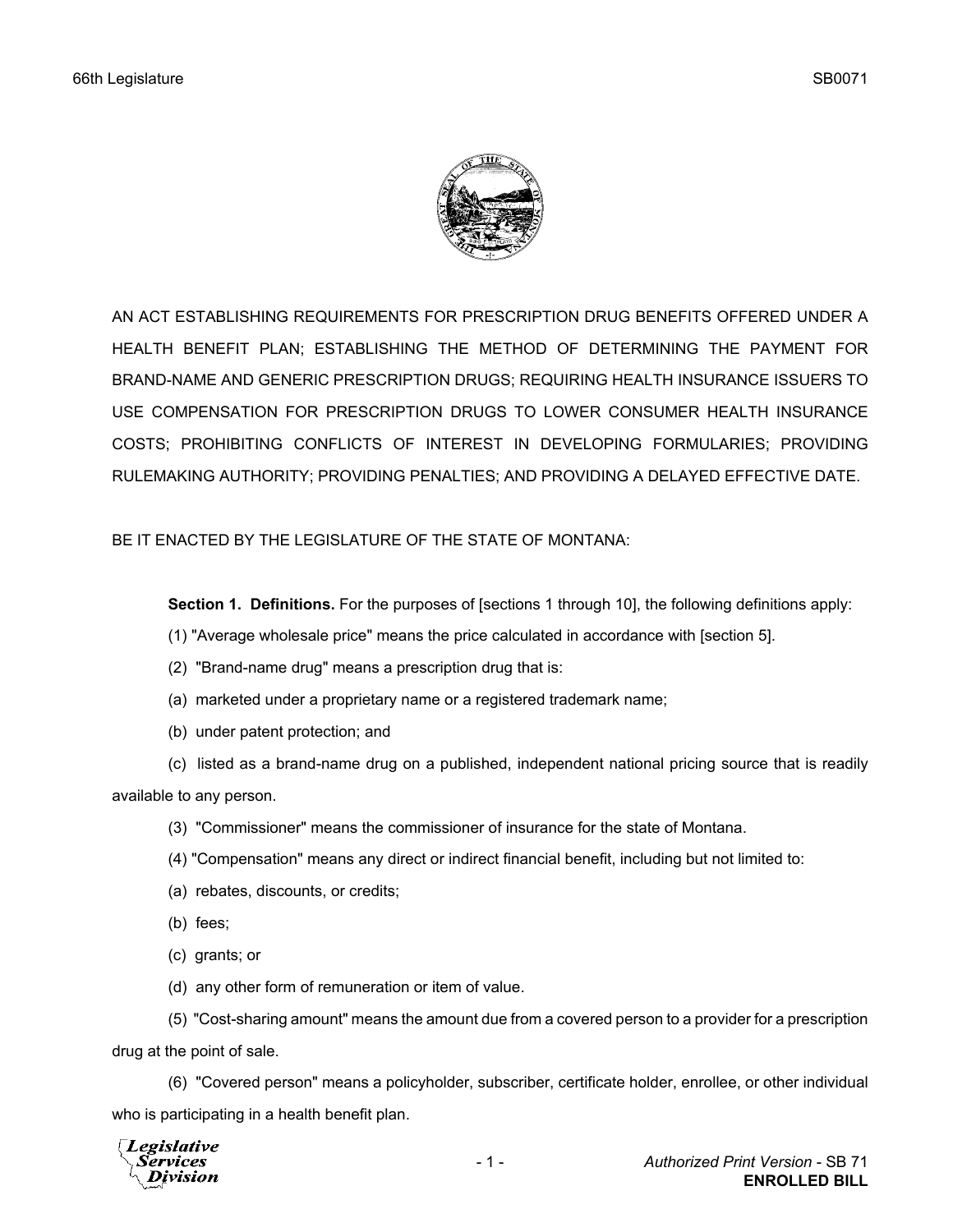AN ACT ESTABLISHING REQUIREMENTS FOR PRESCRIPTION DRUG BENEFITS OFFERED UNDER A HEALTH BENEFIT PLAN; ESTABLISHING THE METHOD OF DETERMINING THE PAYMENT FOR BRAND-NAME AND GENERIC PRESCRIPTION DRUGS; REQUIRING HEALTH INSURANCE ISSUERS TO USE COMPENSATION FOR PRESCRIPTION DRUGS TO LOWER CONSUMER HEALTH INSURANCE COSTS; PROHIBITING CONFLICTS OF INTEREST IN DEVELOPING FORMULARIES; PROVIDING RULEMAKING AUTHORITY; PROVIDING PENALTIES; AND PROVIDING A DELAYED EFFECTIVE DATE.

BE IT ENACTED BY THE LEGISLATURE OF THE STATE OF MONTANA:

**Section 1. Definitions.** For the purposes of [sections 1 through 10], the following definitions apply:

(1) "Average wholesale price" means the price calculated in accordance with [section 5].

(2) "Brand-name drug" means a prescription drug that is:

(a) marketed under a proprietary name or a registered trademark name;

(b) under patent protection; and

(c) listed as a brand-name drug on a published, independent national pricing source that is readily available to any person.

(3) "Commissioner" means the commissioner of insurance for the state of Montana.

(4) "Compensation" means any direct or indirect financial benefit, including but not limited to:

(a) rebates, discounts, or credits;

(b) fees;

(c) grants; or

(d) any other form of remuneration or item of value.

(5) "Cost-sharing amount" means the amount due from a covered person to a provider for a prescription drug at the point of sale.

(6) "Covered person" means a policyholder, subscriber, certificate holder, enrollee, or other individual who is participating in a health benefit plan.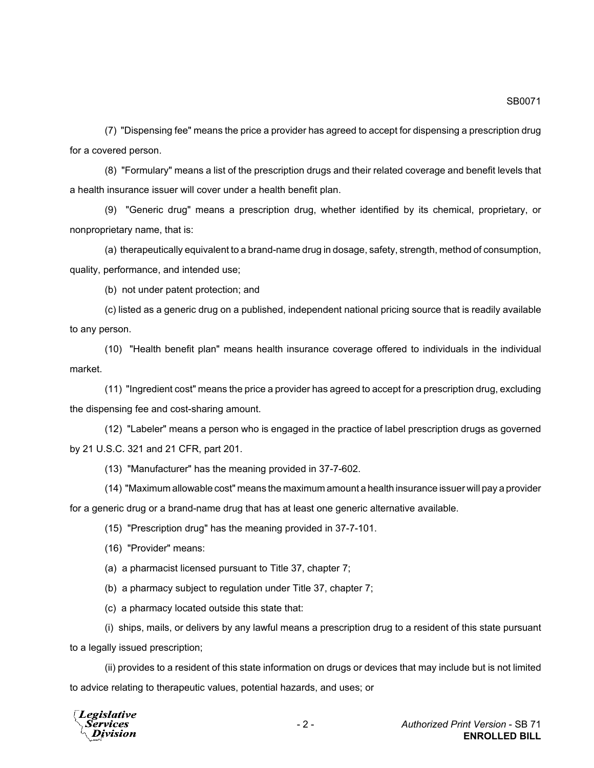(7) "Dispensing fee" means the price a provider has agreed to accept for dispensing a prescription drug for a covered person.

(8) "Formulary" means a list of the prescription drugs and their related coverage and benefit levels that a health insurance issuer will cover under a health benefit plan.

(9) "Generic drug" means a prescription drug, whether identified by its chemical, proprietary, or nonproprietary name, that is:

(a) therapeutically equivalent to a brand-name drug in dosage, safety, strength, method of consumption, quality, performance, and intended use;

(b) not under patent protection; and

(c) listed as a generic drug on a published, independent national pricing source that is readily available to any person.

(10) "Health benefit plan" means health insurance coverage offered to individuals in the individual market.

(11) "Ingredient cost" means the price a provider has agreed to accept for a prescription drug, excluding the dispensing fee and cost-sharing amount.

(12) "Labeler" means a person who is engaged in the practice of label prescription drugs as governed by 21 U.S.C. 321 and 21 CFR, part 201.

(13) "Manufacturer" has the meaning provided in 37-7-602.

(14) "Maximum allowable cost" means the maximum amount a health insurance issuer will pay a provider for a generic drug or a brand-name drug that has at least one generic alternative available.

(15) "Prescription drug" has the meaning provided in 37-7-101.

(16) "Provider" means:

(a) a pharmacist licensed pursuant to Title 37, chapter 7;

(b) a pharmacy subject to regulation under Title 37, chapter 7;

(c) a pharmacy located outside this state that:

(i) ships, mails, or delivers by any lawful means a prescription drug to a resident of this state pursuant to a legally issued prescription;

(ii) provides to a resident of this state information on drugs or devices that may include but is not limited to advice relating to therapeutic values, potential hazards, and uses; or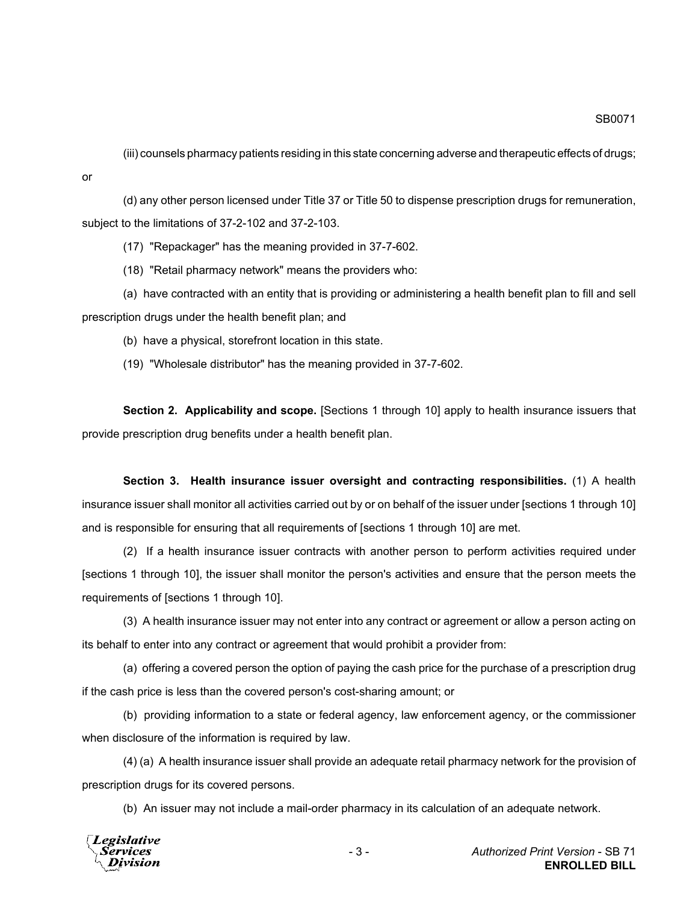(iii) counsels pharmacy patients residing in this state concerning adverse and therapeutic effects of drugs; or

(d) any other person licensed under Title 37 or Title 50 to dispense prescription drugs for remuneration, subject to the limitations of 37-2-102 and 37-2-103.

(17) "Repackager" has the meaning provided in 37-7-602.

(18) "Retail pharmacy network" means the providers who:

(a) have contracted with an entity that is providing or administering a health benefit plan to fill and sell prescription drugs under the health benefit plan; and

(b) have a physical, storefront location in this state.

(19) "Wholesale distributor" has the meaning provided in 37-7-602.

**Section 2. Applicability and scope.** [Sections 1 through 10] apply to health insurance issuers that provide prescription drug benefits under a health benefit plan.

**Section 3. Health insurance issuer oversight and contracting responsibilities.** (1) A health insurance issuer shall monitor all activities carried out by or on behalf of the issuer under [sections 1 through 10] and is responsible for ensuring that all requirements of [sections 1 through 10] are met.

(2) If a health insurance issuer contracts with another person to perform activities required under [sections 1 through 10], the issuer shall monitor the person's activities and ensure that the person meets the requirements of [sections 1 through 10].

(3) A health insurance issuer may not enter into any contract or agreement or allow a person acting on its behalf to enter into any contract or agreement that would prohibit a provider from:

(a) offering a covered person the option of paying the cash price for the purchase of a prescription drug if the cash price is less than the covered person's cost-sharing amount; or

(b) providing information to a state or federal agency, law enforcement agency, or the commissioner when disclosure of the information is required by law.

(4) (a) A health insurance issuer shall provide an adequate retail pharmacy network for the provision of prescription drugs for its covered persons.

(b) An issuer may not include a mail-order pharmacy in its calculation of an adequate network.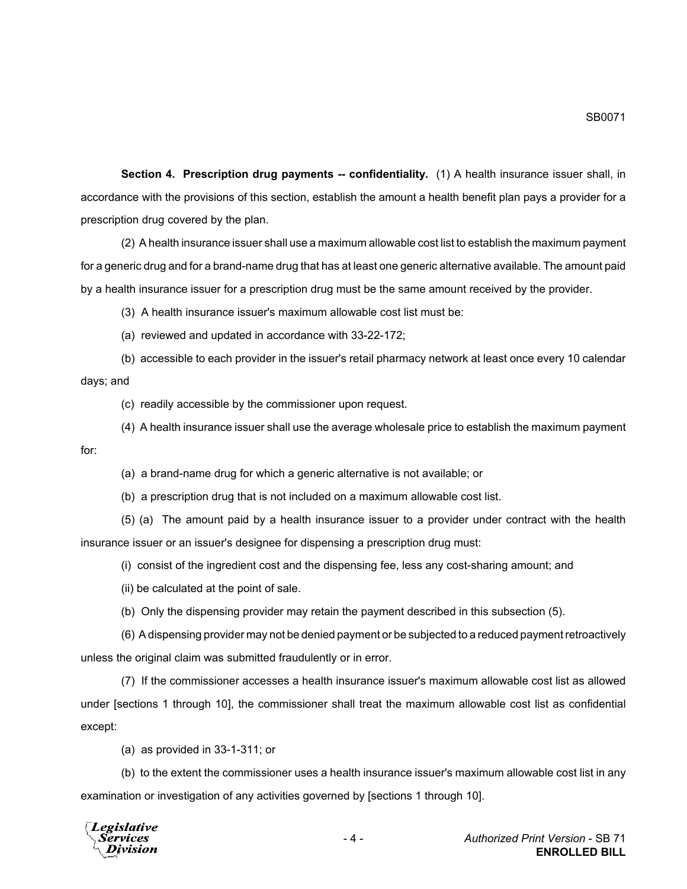**Section 4. Prescription drug payments -- confidentiality.** (1) A health insurance issuer shall, in accordance with the provisions of this section, establish the amount a health benefit plan pays a provider for a prescription drug covered by the plan.

(2) A health insurance issuer shall use a maximum allowable cost list to establish the maximum payment for a generic drug and for a brand-name drug that has at least one generic alternative available. The amount paid by a health insurance issuer for a prescription drug must be the same amount received by the provider.

(3) A health insurance issuer's maximum allowable cost list must be:

(a) reviewed and updated in accordance with 33-22-172;

(b) accessible to each provider in the issuer's retail pharmacy network at least once every 10 calendar days; and

(c) readily accessible by the commissioner upon request.

(4) A health insurance issuer shall use the average wholesale price to establish the maximum payment for:

(a) a brand-name drug for which a generic alternative is not available; or

(b) a prescription drug that is not included on a maximum allowable cost list.

(5) (a) The amount paid by a health insurance issuer to a provider under contract with the health insurance issuer or an issuer's designee for dispensing a prescription drug must:

(i) consist of the ingredient cost and the dispensing fee, less any cost-sharing amount; and

(ii) be calculated at the point of sale.

(b) Only the dispensing provider may retain the payment described in this subsection (5).

(6) A dispensing provider may not be denied payment or be subjected to a reduced payment retroactively unless the original claim was submitted fraudulently or in error.

(7) If the commissioner accesses a health insurance issuer's maximum allowable cost list as allowed under [sections 1 through 10], the commissioner shall treat the maximum allowable cost list as confidential except:

(a) as provided in 33-1-311; or

(b) to the extent the commissioner uses a health insurance issuer's maximum allowable cost list in any examination or investigation of any activities governed by [sections 1 through 10].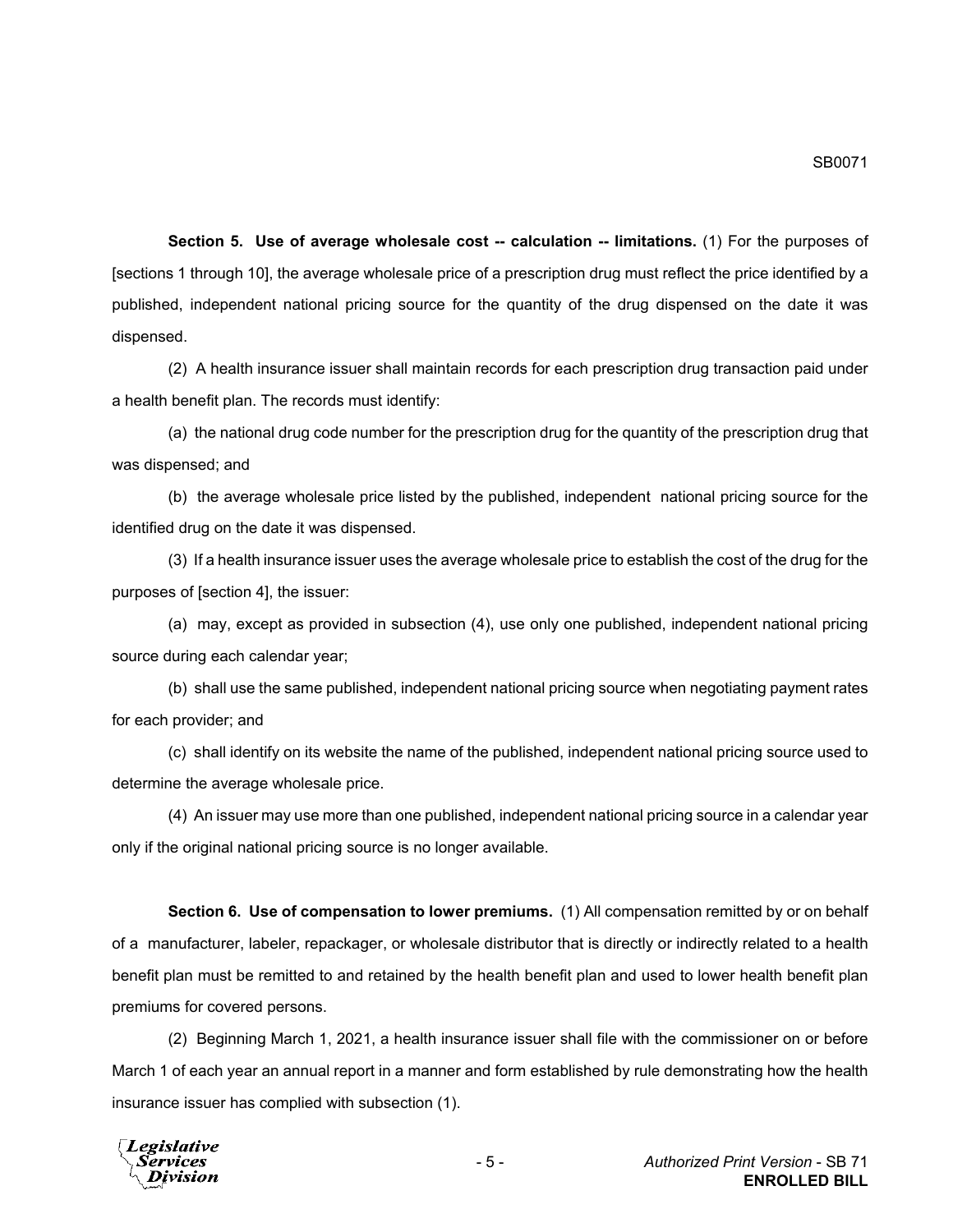**Section 5. Use of average wholesale cost -- calculation -- limitations.** (1) For the purposes of [sections 1 through 10], the average wholesale price of a prescription drug must reflect the price identified by a published, independent national pricing source for the quantity of the drug dispensed on the date it was dispensed.

(2) A health insurance issuer shall maintain records for each prescription drug transaction paid under a health benefit plan. The records must identify:

(a) the national drug code number for the prescription drug for the quantity of the prescription drug that was dispensed; and

(b) the average wholesale price listed by the published, independent national pricing source for the identified drug on the date it was dispensed.

(3) If a health insurance issuer uses the average wholesale price to establish the cost of the drug for the purposes of [section 4], the issuer:

(a) may, except as provided in subsection (4), use only one published, independent national pricing source during each calendar year;

(b) shall use the same published, independent national pricing source when negotiating payment rates for each provider; and

(c) shall identify on its website the name of the published, independent national pricing source used to determine the average wholesale price.

(4) An issuer may use more than one published, independent national pricing source in a calendar year only if the original national pricing source is no longer available.

**Section 6. Use of compensation to lower premiums.** (1) All compensation remitted by or on behalf of a manufacturer, labeler, repackager, or wholesale distributor that is directly or indirectly related to a health benefit plan must be remitted to and retained by the health benefit plan and used to lower health benefit plan premiums for covered persons.

(2) Beginning March 1, 2021, a health insurance issuer shall file with the commissioner on or before March 1 of each year an annual report in a manner and form established by rule demonstrating how the health insurance issuer has complied with subsection (1).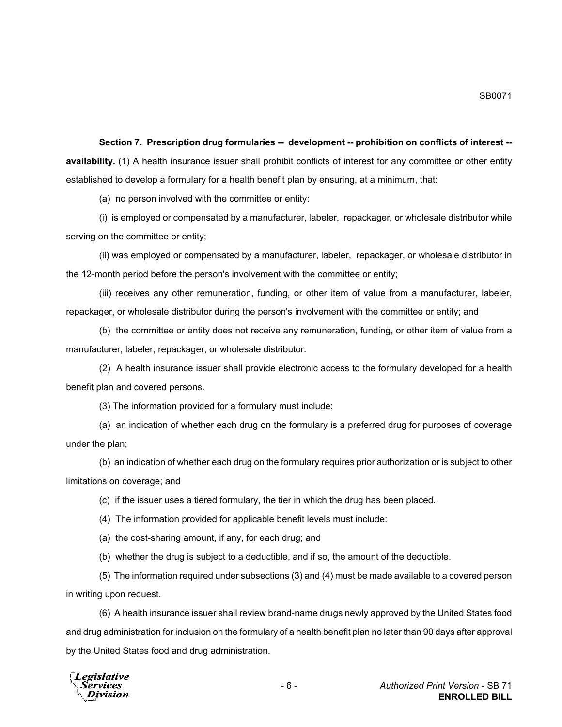**Section 7. Prescription drug formularies -- development -- prohibition on conflicts of interest -- availability.** (1) A health insurance issuer shall prohibit conflicts of interest for any committee or other entity established to develop a formulary for a health benefit plan by ensuring, at a minimum, that:

(a) no person involved with the committee or entity:

(i) is employed or compensated by a manufacturer, labeler, repackager, or wholesale distributor while serving on the committee or entity;

(ii) was employed or compensated by a manufacturer, labeler, repackager, or wholesale distributor in the 12-month period before the person's involvement with the committee or entity;

(iii) receives any other remuneration, funding, or other item of value from a manufacturer, labeler, repackager, or wholesale distributor during the person's involvement with the committee or entity; and

(b) the committee or entity does not receive any remuneration, funding, or other item of value from a manufacturer, labeler, repackager, or wholesale distributor.

(2) A health insurance issuer shall provide electronic access to the formulary developed for a health benefit plan and covered persons.

(3) The information provided for a formulary must include:

(a) an indication of whether each drug on the formulary is a preferred drug for purposes of coverage under the plan;

(b) an indication of whether each drug on the formulary requires prior authorization or is subject to other limitations on coverage; and

(c) if the issuer uses a tiered formulary, the tier in which the drug has been placed.

(4) The information provided for applicable benefit levels must include:

(a) the cost-sharing amount, if any, for each drug; and

(b) whether the drug is subject to a deductible, and if so, the amount of the deductible.

(5) The information required under subsections (3) and (4) must be made available to a covered person in writing upon request.

(6) A health insurance issuer shall review brand-name drugs newly approved by the United States food and drug administration for inclusion on the formulary of a health benefit plan no later than 90 days after approval by the United States food and drug administration.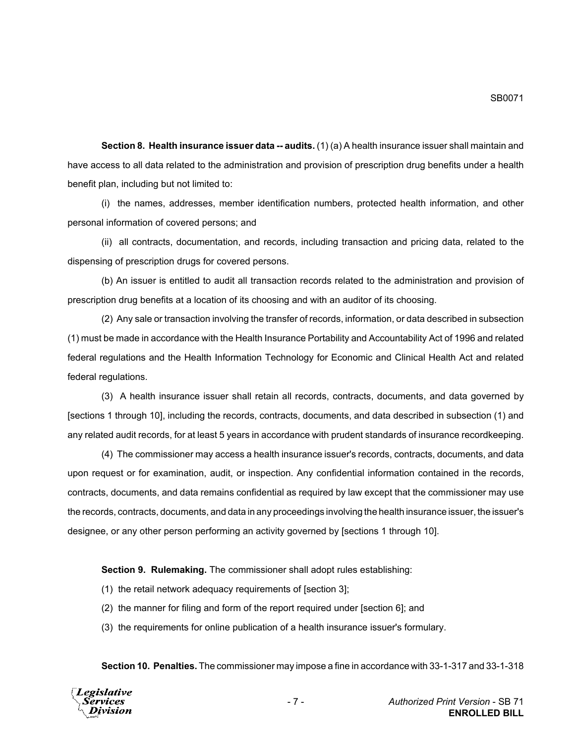**Section 8. Health insurance issuer data -- audits.** (1) (a) A health insurance issuer shall maintain and have access to all data related to the administration and provision of prescription drug benefits under a health benefit plan, including but not limited to:

(i) the names, addresses, member identification numbers, protected health information, and other personal information of covered persons; and

(ii) all contracts, documentation, and records, including transaction and pricing data, related to the dispensing of prescription drugs for covered persons.

(b) An issuer is entitled to audit all transaction records related to the administration and provision of prescription drug benefits at a location of its choosing and with an auditor of its choosing.

(2) Any sale or transaction involving the transfer of records, information, or data described in subsection (1) must be made in accordance with the Health Insurance Portability and Accountability Act of 1996 and related federal regulations and the Health Information Technology for Economic and Clinical Health Act and related federal regulations.

(3) A health insurance issuer shall retain all records, contracts, documents, and data governed by [sections 1 through 10], including the records, contracts, documents, and data described in subsection (1) and any related audit records, for at least 5 years in accordance with prudent standards of insurance recordkeeping.

(4) The commissioner may access a health insurance issuer's records, contracts, documents, and data upon request or for examination, audit, or inspection. Any confidential information contained in the records, contracts, documents, and data remains confidential as required by law except that the commissioner may use the records, contracts, documents, and data in any proceedings involving the health insurance issuer, the issuer's designee, or any other person performing an activity governed by [sections 1 through 10].

**Section 9. Rulemaking.** The commissioner shall adopt rules establishing:

(1) the retail network adequacy requirements of [section 3];

(2) the manner for filing and form of the report required under [section 6]; and

(3) the requirements for online publication of a health insurance issuer's formulary.

**Section 10. Penalties.** The commissioner may impose a fine in accordance with 33-1-317 and 33-1-318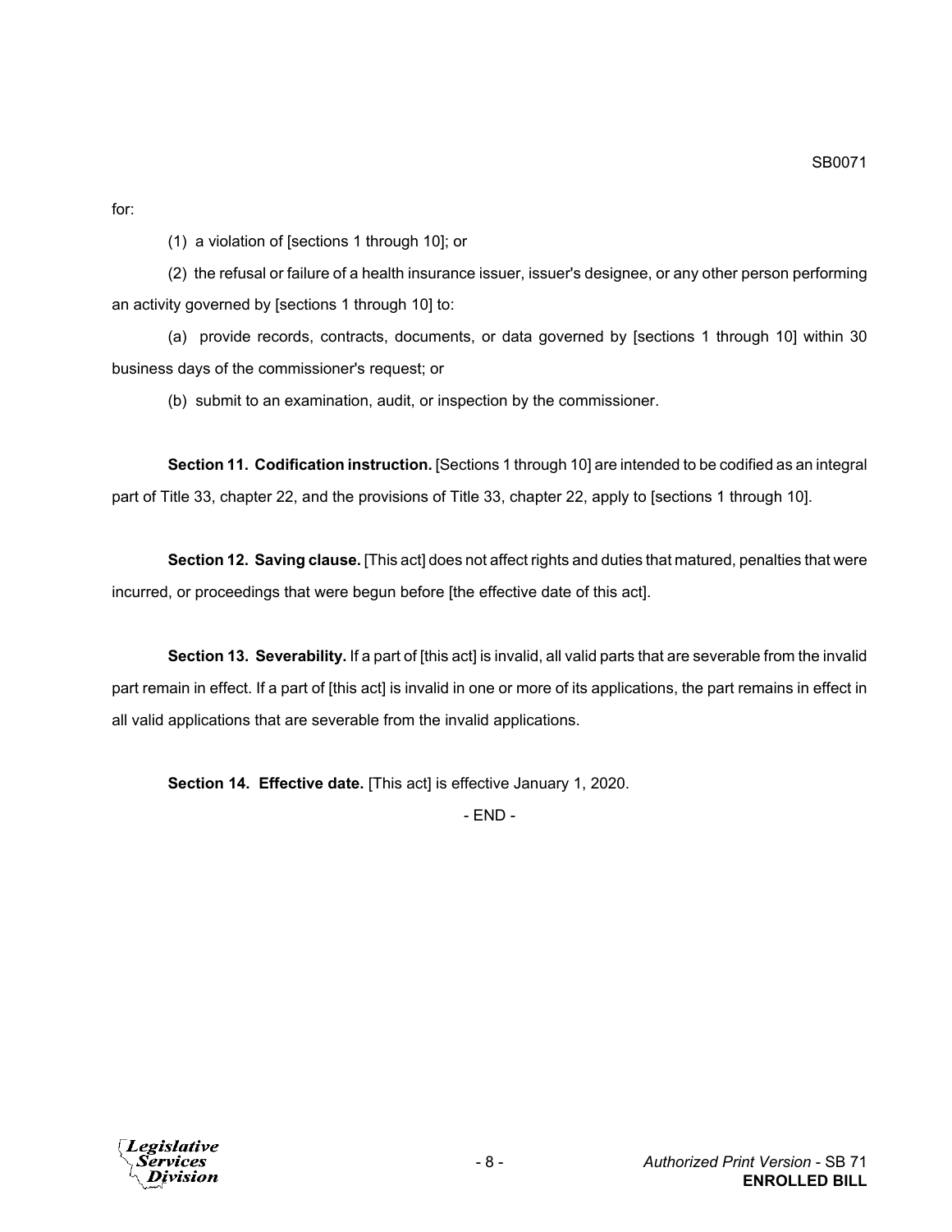for:

(1) a violation of [sections 1 through 10]; or

(2) the refusal or failure of a health insurance issuer, issuer's designee, or any other person performing an activity governed by [sections 1 through 10] to:

(a) provide records, contracts, documents, or data governed by [sections 1 through 10] within 30 business days of the commissioner's request; or

(b) submit to an examination, audit, or inspection by the commissioner.

**Section 11. Codification instruction.** [Sections 1 through 10] are intended to be codified as an integral part of Title 33, chapter 22, and the provisions of Title 33, chapter 22, apply to [sections 1 through 10].

**Section 12. Saving clause.** [This act] does not affect rights and duties that matured, penalties that were incurred, or proceedings that were begun before [the effective date of this act].

**Section 13. Severability.** If a part of [this act] is invalid, all valid parts that are severable from the invalid part remain in effect. If a part of [this act] is invalid in one or more of its applications, the part remains in effect in all valid applications that are severable from the invalid applications.

**Section 14. Effective date.** [This act] is effective January 1, 2020.

- END -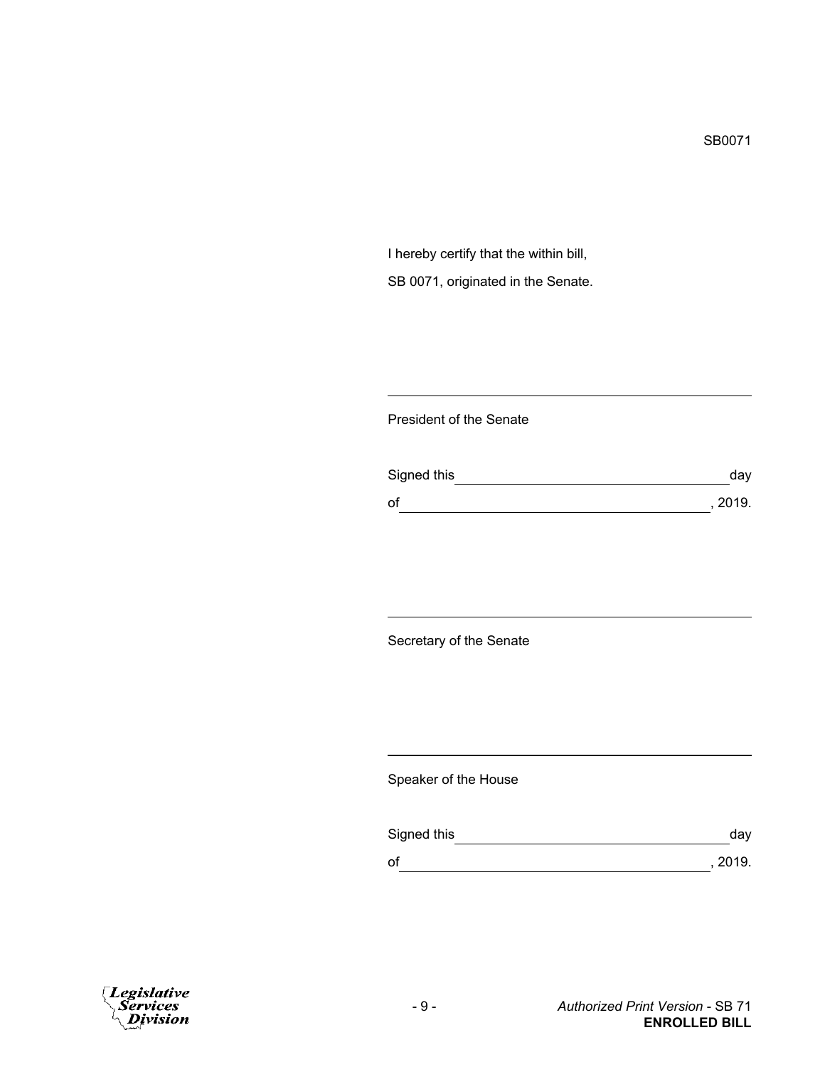SB0071

I hereby certify that the within bill,

SB 0071, originated in the Senate.

\_\_\_\_\_\_\_\_\_\_\_\_\_\_\_\_\_\_\_\_\_\_\_\_\_\_\_\_\_\_\_\_\_\_\_\_\_\_\_\_\_\_\_

President of the Senate

Signed this \_\_\_\_\_\_\_\_\_\_\_\_\_\_\_\_\_\_\_\_\_\_\_\_\_\_\_\_\_\_\_ day

of \_\_\_\_\_\_\_\_\_\_\_\_\_\_\_\_\_\_\_\_\_\_\_\_\_\_\_\_\_\_\_\_\_\_\_, 2019.

\_\_\_\_\_\_\_\_\_\_\_\_\_\_\_\_\_\_\_\_\_\_\_\_\_\_\_\_\_\_\_\_\_\_\_\_\_\_\_\_\_\_\_

Secretary of the Senate

\_\_\_\_\_\_\_\_\_\_\_\_\_\_\_\_\_\_\_\_\_\_\_\_\_\_\_\_\_\_\_\_\_\_\_\_\_\_\_\_\_\_\_

Speaker of the House

Signed this \_\_\_\_\_\_\_\_\_\_\_\_\_\_\_\_\_\_\_\_\_\_\_\_\_\_\_\_\_\_\_ day

of \_\_\_\_\_\_\_\_\_\_\_\_\_\_\_\_\_\_\_\_\_\_\_\_\_\_\_\_\_\_\_\_\_\_\_, 2019.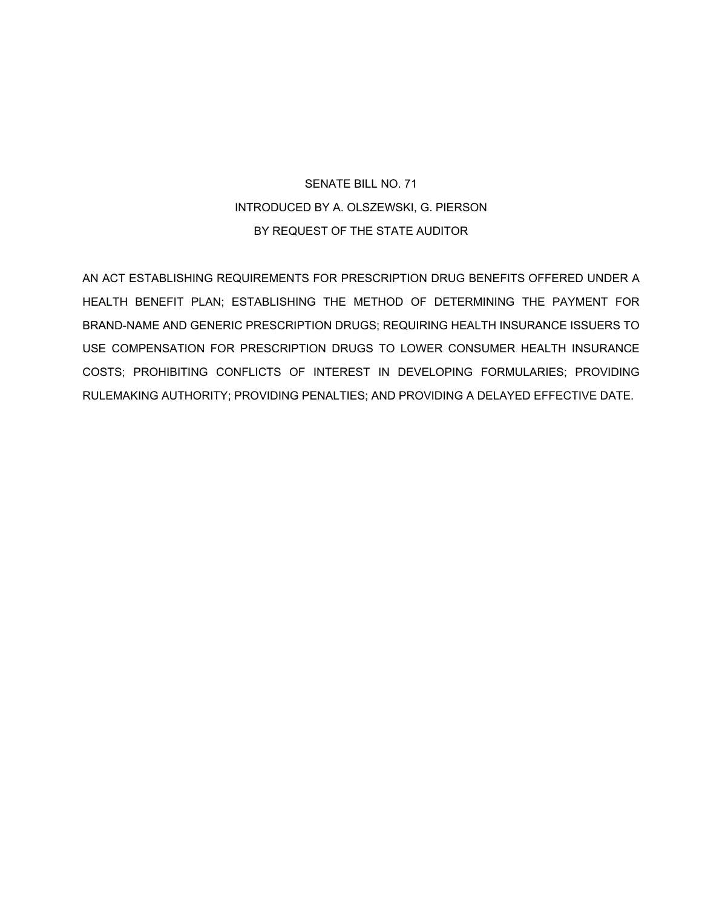SENATE BILL NO. 71

INTRODUCED BY A. OLSZEWSKI, G. PIERSON

BY REQUEST OF THE STATE AUDITOR

AN ACT ESTABLISHING REQUIREMENTS FOR PRESCRIPTION DRUG BENEFITS OFFERED UNDER A HEALTH BENEFIT PLAN; ESTABLISHING THE METHOD OF DETERMINING THE PAYMENT FOR BRAND-NAME AND GENERIC PRESCRIPTION DRUGS; REQUIRING HEALTH INSURANCE ISSUERS TO USE COMPENSATION FOR PRESCRIPTION DRUGS TO LOWER CONSUMER HEALTH INSURANCE COSTS; PROHIBITING CONFLICTS OF INTEREST IN DEVELOPING FORMULARIES; PROVIDING RULEMAKING AUTHORITY; PROVIDING PENALTIES; AND PROVIDING A DELAYED EFFECTIVE DATE.